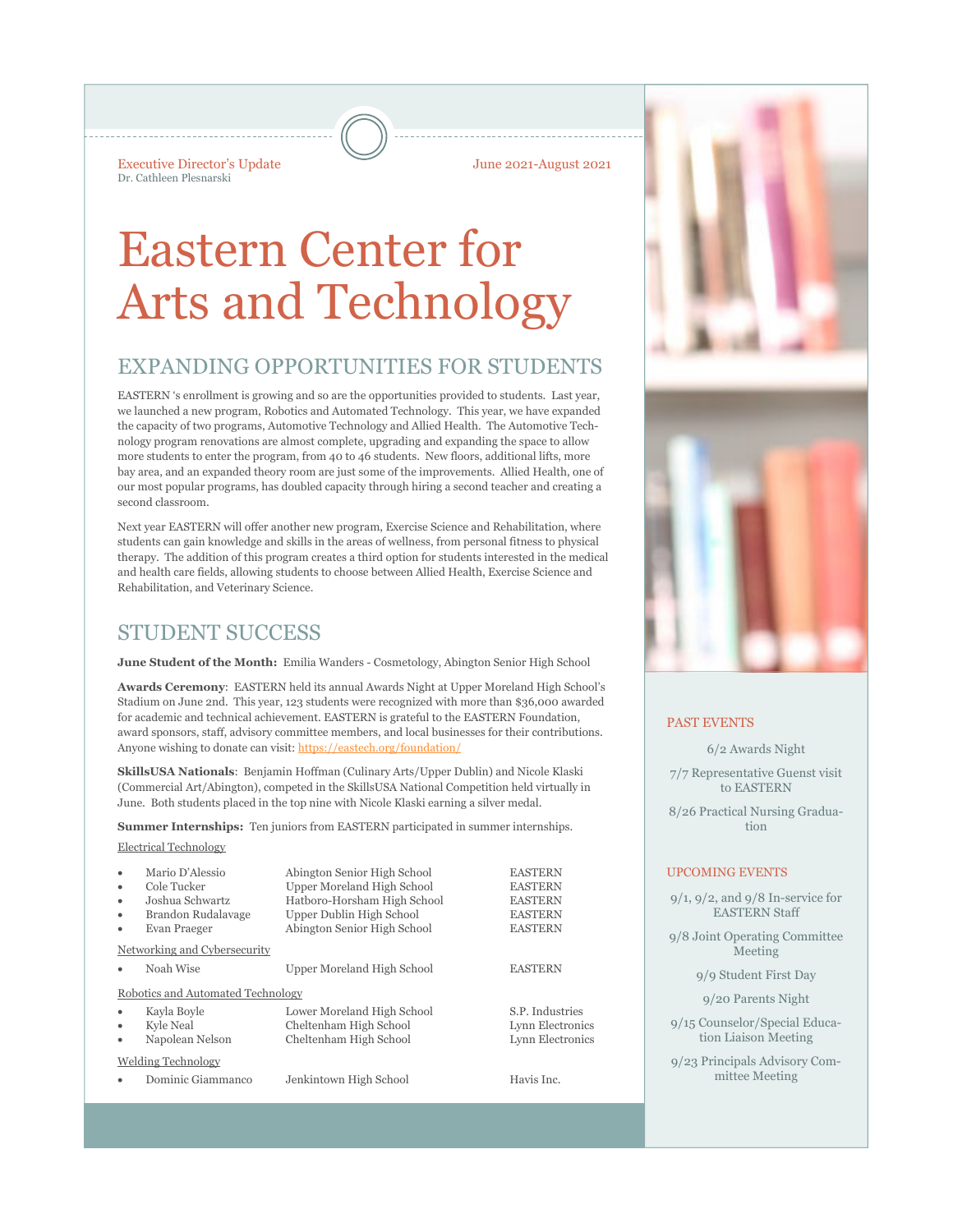Executive Director's Update
Dr. Cathleen Plesnarski

June 2021-August 2021

# Eastern Center for Arts and Technology

## EXPANDING OPPORTUNITIES FOR STUDENTS

EASTERN 's enrollment is growing and so are the opportunities provided to students. Last year, we launched a new program, Robotics and Automated Technology. This year, we have expanded the capacity of two programs, Automotive Technology and Allied Health. The Automotive Technology program renovations are almost complete, upgrading and expanding the space to allow more students to enter the program, from 40 to 46 students. New floors, additional lifts, more bay area, and an expanded theory room are just some of the improvements. Allied Health, one of our most popular programs, has doubled capacity through hiring a second teacher and creating a second classroom.

Next year EASTERN will offer another new program, Exercise Science and Rehabilitation, where students can gain knowledge and skills in the areas of wellness, from personal fitness to physical therapy. The addition of this program creates a third option for students interested in the medical and health care fields, allowing students to choose between Allied Health, Exercise Science and Rehabilitation, and Veterinary Science.

## STUDENT SUCCESS

**June Student of the Month:** Emilia Wanders - Cosmetology, Abington Senior High School

**Awards Ceremony**: EASTERN held its annual Awards Night at Upper Moreland High School's Stadium on June 2nd. This year, 123 students were recognized with more than $36,000 awarded for academic and technical achievement. EASTERN is grateful to the EASTERN Foundation, award sponsors, staff, advisory committee members, and local businesses for their contributions. Anyone wishing to donate can visit: https://eastech.org/foundation/

**SkillsUSA Nationals**: Benjamin Hoffman (Culinary Arts/Upper Dublin) and Nicole Klaski (Commercial Art/Abington), competed in the SkillsUSA National Competition held virtually in June. Both students placed in the top nine with Nicole Klaski earning a silver medal.

**Summer Internships:** Ten juniors from EASTERN participated in summer internships.

Electrical Technology

- Mario D'Alessio — Abington Senior High School — EASTERN
- Cole Tucker — Upper Moreland High School — EASTERN
- Joshua Schwartz — Hatboro-Horsham High School — EASTERN
- Brandon Rudalavage — Upper Dublin High School — EASTERN
- Evan Praeger — Abington Senior High School — EASTERN

Networking and Cybersecurity

- Noah Wise — Upper Moreland High School — EASTERN

Robotics and Automated Technology

- Kayla Boyle — Lower Moreland High School — S.P. Industries
- Kyle Neal — Cheltenham High School — Lynn Electronics
- Napolean Nelson — Cheltenham High School — Lynn Electronics

Welding Technology

- Dominic Giammanco — Jenkintown High School — Havis Inc.

### PAST EVENTS

6/2 Awards Night

7/7 Representative Guest visit to EASTERN

8/26 Practical Nursing Graduation

### UPCOMING EVENTS

9/1, 9/2, and 9/8 In-service for EASTERN Staff

9/8 Joint Operating Committee Meeting

9/9 Student First Day

9/20 Parents Night

9/15 Counselor/Special Education Liaison Meeting

9/23 Principals Advisory Committee Meeting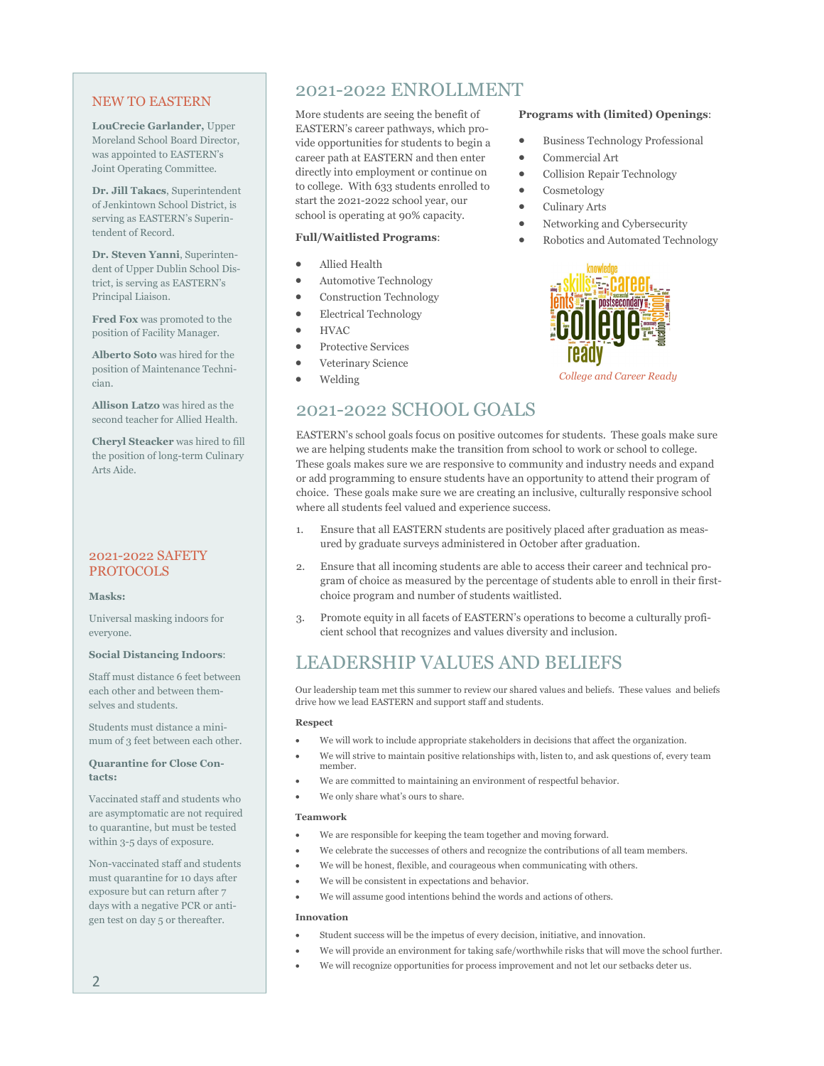## NEW TO EASTERN

**LouCrecie Garlander,** Upper Moreland School Board Director, was appointed to EASTERN's Joint Operating Committee.

**Dr. Jill Takacs**, Superintendent of Jenkintown School District, is serving as EASTERN's Superintendent of Record.

**Dr. Steven Yanni**, Superintendent of Upper Dublin School District, is serving as EASTERN's Principal Liaison.

**Fred Fox** was promoted to the position of Facility Manager.

**Alberto Soto** was hired for the position of Maintenance Technician.

**Allison Latzo** was hired as the second teacher for Allied Health.

**Cheryl Steacker** was hired to fill the position of long-term Culinary Arts Aide.

## 2021-2022 SAFETY PROTOCOLS

**Masks:**

Universal masking indoors for everyone.

**Social Distancing Indoors**:

Staff must distance 6 feet between each other and between themselves and students.

Students must distance a minimum of 3 feet between each other.

**Quarantine for Close Contacts:**

Vaccinated staff and students who are asymptomatic are not required to quarantine, but must be tested within 3-5 days of exposure.

Non-vaccinated staff and students must quarantine for 10 days after exposure but can return after 7 days with a negative PCR or antigen test on day 5 or thereafter.

## 2021-2022 ENROLLMENT

More students are seeing the benefit of EASTERN's career pathways, which provide opportunities for students to begin a career path at EASTERN and then enter directly into employment or continue on to college. With 633 students enrolled to start the 2021-2022 school year, our school is operating at 90% capacity.

**Full/Waitlisted Programs**:

- Allied Health
- Automotive Technology
- Construction Technology
- Electrical Technology
- HVAC
- Protective Services
- Veterinary Science
- Welding

**Programs with (limited) Openings**:

- Business Technology Professional
- Commercial Art
- Collision Repair Technology
- Cosmetology
- Culinary Arts
- Networking and Cybersecurity
- Robotics and Automated Technology

*College and Career Ready*

## 2021-2022 SCHOOL GOALS

EASTERN's school goals focus on positive outcomes for students. These goals make sure we are helping students make the transition from school to work or school to college. These goals makes sure we are responsive to community and industry needs and expand or add programming to ensure students have an opportunity to attend their program of choice. These goals make sure we are creating an inclusive, culturally responsive school where all students feel valued and experience success.

1. Ensure that all EASTERN students are positively placed after graduation as measured by graduate surveys administered in October after graduation.
2. Ensure that all incoming students are able to access their career and technical program of choice as measured by the percentage of students able to enroll in their first-choice program and number of students waitlisted.
3. Promote equity in all facets of EASTERN's operations to become a culturally proficient school that recognizes and values diversity and inclusion.

## LEADERSHIP VALUES AND BELIEFS

Our leadership team met this summer to review our shared values and beliefs. These values and beliefs drive how we lead EASTERN and support staff and students.

**Respect**

- We will work to include appropriate stakeholders in decisions that affect the organization.
- We will strive to maintain positive relationships with, listen to, and ask questions of, every team member.
- We are committed to maintaining an environment of respectful behavior.
- We only share what's ours to share.

**Teamwork**

- We are responsible for keeping the team together and moving forward.
- We celebrate the successes of others and recognize the contributions of all team members.
- We will be honest, flexible, and courageous when communicating with others.
- We will be consistent in expectations and behavior.
- We will assume good intentions behind the words and actions of others.

**Innovation**

- Student success will be the impetus of every decision, initiative, and innovation.
- We will provide an environment for taking safe/worthwhile risks that will move the school further.
- We will recognize opportunities for process improvement and not let our setbacks deter us.